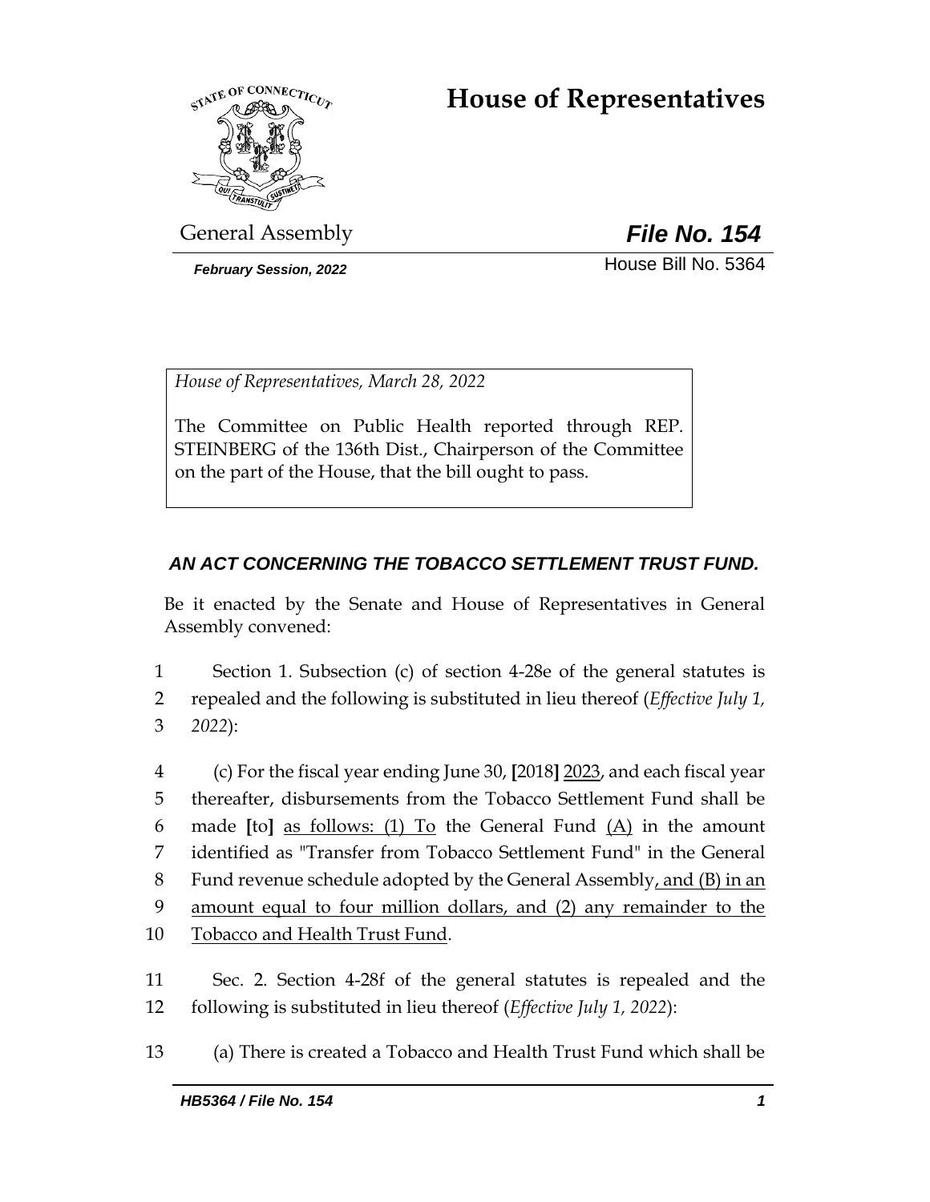# House of Representatives

General Assembly

***File No. 154***

***February Session, 2022***

House Bill No. 5364

*House of Representatives, March 28, 2022*

The Committee on Public Health reported through REP. STEINBERG of the 136th Dist., Chairperson of the Committee on the part of the House, that the bill ought to pass.

***AN ACT CONCERNING THE TOBACCO SETTLEMENT TRUST FUND.***

Be it enacted by the Senate and House of Representatives in General Assembly convened:

1 Section 1. Subsection (c) of section 4-28e of the general statutes is
2 repealed and the following is substituted in lieu thereof (*Effective July 1,*
3 *2022*):

4 (c) For the fiscal year ending June 30, **[**2018**]** <u>2023</u>, and each fiscal year
5 thereafter, disbursements from the Tobacco Settlement Fund shall be
6 made **[**to**]** <u>as follows: (1) To</u> the General Fund <u>(A)</u> in the amount
7 identified as "Transfer from Tobacco Settlement Fund" in the General
8 Fund revenue schedule adopted by the General Assembly<u>, and (B) in an</u>
9 <u>amount equal to four million dollars, and (2) any remainder to the</u>
10 <u>Tobacco and Health Trust Fund</u>.

11 Sec. 2. Section 4-28f of the general statutes is repealed and the
12 following is substituted in lieu thereof (*Effective July 1, 2022*):

13 (a) There is created a Tobacco and Health Trust Fund which shall be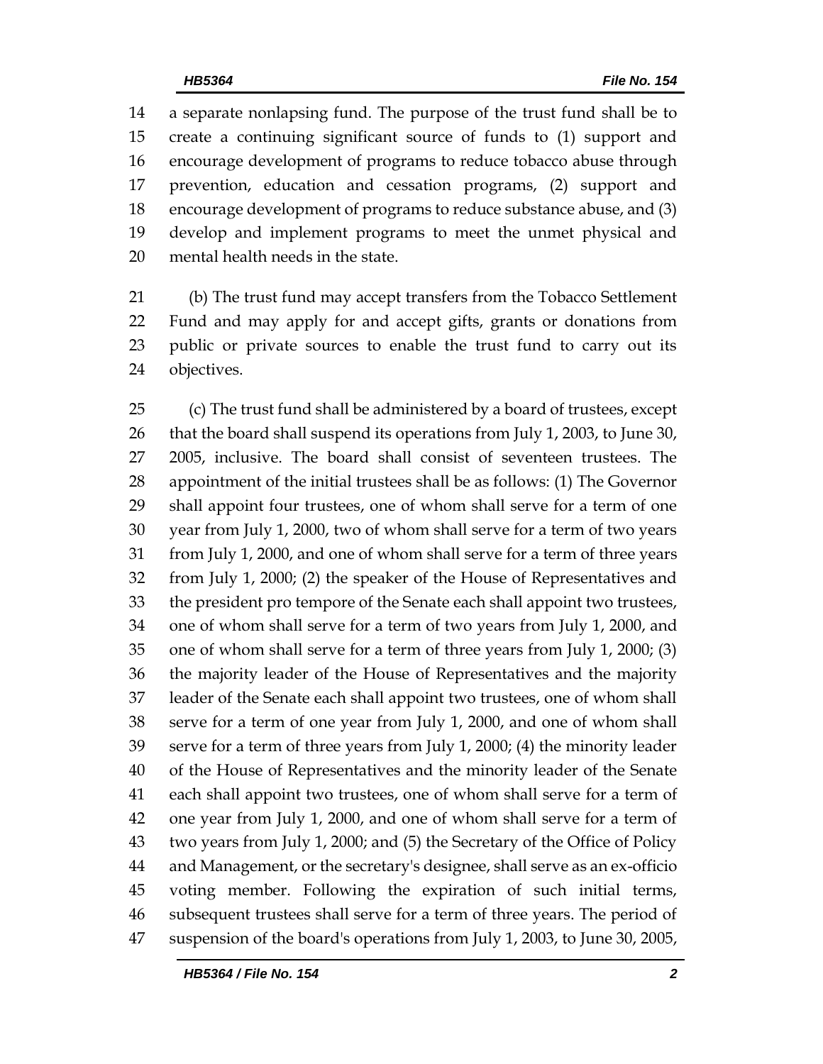a separate nonlapsing fund. The purpose of the trust fund shall be to create a continuing significant source of funds to (1) support and encourage development of programs to reduce tobacco abuse through prevention, education and cessation programs, (2) support and encourage development of programs to reduce substance abuse, and (3) develop and implement programs to meet the unmet physical and mental health needs in the state.

(b) The trust fund may accept transfers from the Tobacco Settlement Fund and may apply for and accept gifts, grants or donations from public or private sources to enable the trust fund to carry out its objectives.

(c) The trust fund shall be administered by a board of trustees, except that the board shall suspend its operations from July 1, 2003, to June 30, 2005, inclusive. The board shall consist of seventeen trustees. The appointment of the initial trustees shall be as follows: (1) The Governor shall appoint four trustees, one of whom shall serve for a term of one year from July 1, 2000, two of whom shall serve for a term of two years from July 1, 2000, and one of whom shall serve for a term of three years from July 1, 2000; (2) the speaker of the House of Representatives and the president pro tempore of the Senate each shall appoint two trustees, one of whom shall serve for a term of two years from July 1, 2000, and one of whom shall serve for a term of three years from July 1, 2000; (3) the majority leader of the House of Representatives and the majority leader of the Senate each shall appoint two trustees, one of whom shall serve for a term of one year from July 1, 2000, and one of whom shall serve for a term of three years from July 1, 2000; (4) the minority leader of the House of Representatives and the minority leader of the Senate each shall appoint two trustees, one of whom shall serve for a term of one year from July 1, 2000, and one of whom shall serve for a term of two years from July 1, 2000; and (5) the Secretary of the Office of Policy and Management, or the secretary's designee, shall serve as an ex-officio voting member. Following the expiration of such initial terms, subsequent trustees shall serve for a term of three years. The period of suspension of the board's operations from July 1, 2003, to June 30, 2005,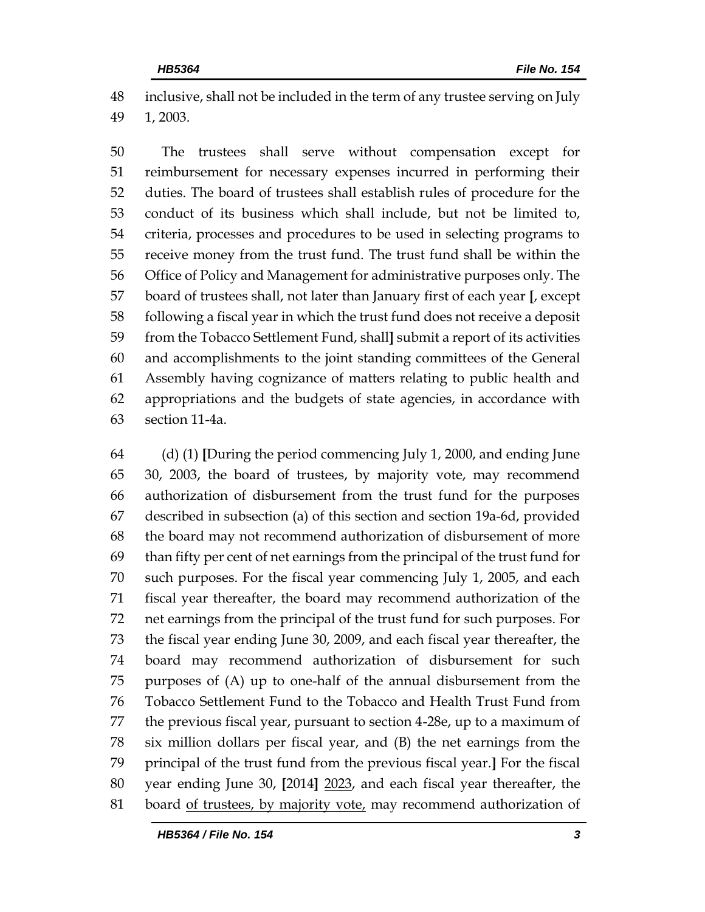48 inclusive, shall not be included in the term of any trustee serving on July
49 1, 2003.

50 The trustees shall serve without compensation except for
51 reimbursement for necessary expenses incurred in performing their
52 duties. The board of trustees shall establish rules of procedure for the
53 conduct of its business which shall include, but not be limited to,
54 criteria, processes and procedures to be used in selecting programs to
55 receive money from the trust fund. The trust fund shall be within the
56 Office of Policy and Management for administrative purposes only. The
57 board of trustees shall, not later than January first of each year **[**, except
58 following a fiscal year in which the trust fund does not receive a deposit
59 from the Tobacco Settlement Fund, shall**]** submit a report of its activities
60 and accomplishments to the joint standing committees of the General
61 Assembly having cognizance of matters relating to public health and
62 appropriations and the budgets of state agencies, in accordance with
63 section 11-4a.

64 (d) (1) **[**During the period commencing July 1, 2000, and ending June
65 30, 2003, the board of trustees, by majority vote, may recommend
66 authorization of disbursement from the trust fund for the purposes
67 described in subsection (a) of this section and section 19a-6d, provided
68 the board may not recommend authorization of disbursement of more
69 than fifty per cent of net earnings from the principal of the trust fund for
70 such purposes. For the fiscal year commencing July 1, 2005, and each
71 fiscal year thereafter, the board may recommend authorization of the
72 net earnings from the principal of the trust fund for such purposes. For
73 the fiscal year ending June 30, 2009, and each fiscal year thereafter, the
74 board may recommend authorization of disbursement for such
75 purposes of (A) up to one-half of the annual disbursement from the
76 Tobacco Settlement Fund to the Tobacco and Health Trust Fund from
77 the previous fiscal year, pursuant to section 4-28e, up to a maximum of
78 six million dollars per fiscal year, and (B) the net earnings from the
79 principal of the trust fund from the previous fiscal year.**]** For the fiscal
80 year ending June 30, **[**2014**]** <u>2023</u>, and each fiscal year thereafter, the
81 board <u>of trustees, by majority vote,</u> may recommend authorization of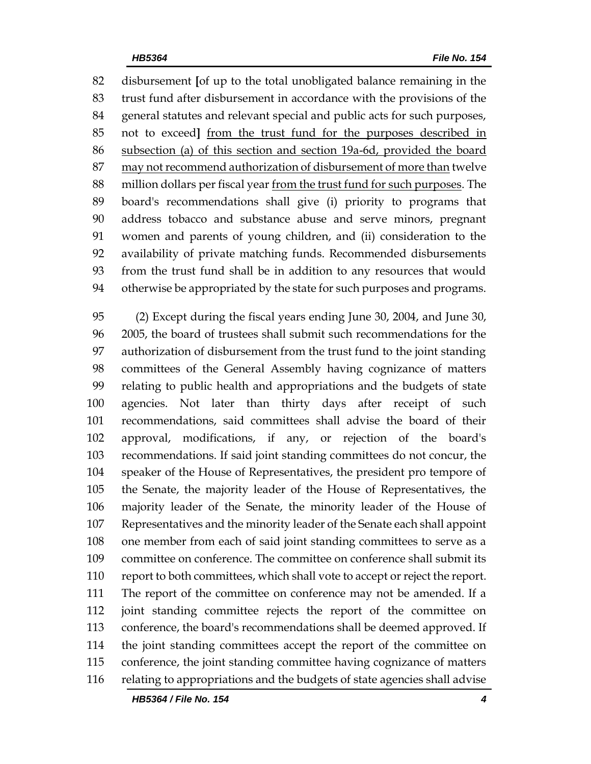disbursement [of up to the total unobligated balance remaining in the trust fund after disbursement in accordance with the provisions of the general statutes and relevant special and public acts for such purposes, not to exceed] <u>from the trust fund for the purposes described in subsection (a) of this section and section 19a-6d, provided the board may not recommend authorization of disbursement of more than</u> twelve million dollars per fiscal year <u>from the trust fund for such purposes</u>. The board's recommendations shall give (i) priority to programs that address tobacco and substance abuse and serve minors, pregnant women and parents of young children, and (ii) consideration to the availability of private matching funds. Recommended disbursements from the trust fund shall be in addition to any resources that would otherwise be appropriated by the state for such purposes and programs.

(2) Except during the fiscal years ending June 30, 2004, and June 30, 2005, the board of trustees shall submit such recommendations for the authorization of disbursement from the trust fund to the joint standing committees of the General Assembly having cognizance of matters relating to public health and appropriations and the budgets of state agencies. Not later than thirty days after receipt of such recommendations, said committees shall advise the board of their approval, modifications, if any, or rejection of the board's recommendations. If said joint standing committees do not concur, the speaker of the House of Representatives, the president pro tempore of the Senate, the majority leader of the House of Representatives, the majority leader of the Senate, the minority leader of the House of Representatives and the minority leader of the Senate each shall appoint one member from each of said joint standing committees to serve as a committee on conference. The committee on conference shall submit its report to both committees, which shall vote to accept or reject the report. The report of the committee on conference may not be amended. If a joint standing committee rejects the report of the committee on conference, the board's recommendations shall be deemed approved. If the joint standing committees accept the report of the committee on conference, the joint standing committee having cognizance of matters relating to appropriations and the budgets of state agencies shall advise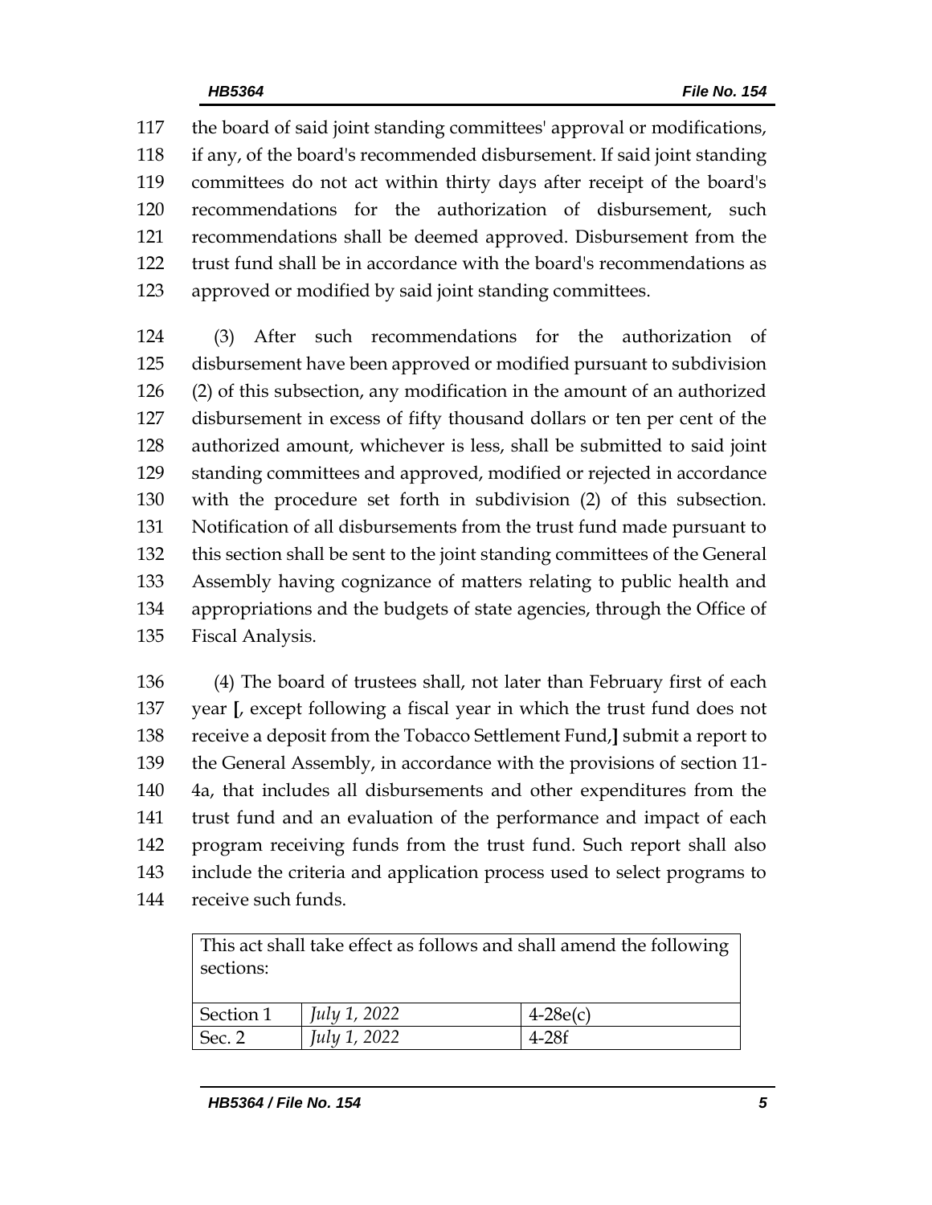the board of said joint standing committees' approval or modifications, if any, of the board's recommended disbursement. If said joint standing committees do not act within thirty days after receipt of the board's recommendations for the authorization of disbursement, such recommendations shall be deemed approved. Disbursement from the trust fund shall be in accordance with the board's recommendations as approved or modified by said joint standing committees.

(3) After such recommendations for the authorization of disbursement have been approved or modified pursuant to subdivision (2) of this subsection, any modification in the amount of an authorized disbursement in excess of fifty thousand dollars or ten per cent of the authorized amount, whichever is less, shall be submitted to said joint standing committees and approved, modified or rejected in accordance with the procedure set forth in subdivision (2) of this subsection. Notification of all disbursements from the trust fund made pursuant to this section shall be sent to the joint standing committees of the General Assembly having cognizance of matters relating to public health and appropriations and the budgets of state agencies, through the Office of Fiscal Analysis.

(4) The board of trustees shall, not later than February first of each year **[**, except following a fiscal year in which the trust fund does not receive a deposit from the Tobacco Settlement Fund,**]** submit a report to the General Assembly, in accordance with the provisions of section 11-4a, that includes all disbursements and other expenditures from the trust fund and an evaluation of the performance and impact of each program receiving funds from the trust fund. Such report shall also include the criteria and application process used to select programs to receive such funds.

| This act shall take effect as follows and shall amend the following sections: | | |
|---|---|---|
| Section 1 | *July 1, 2022* | 4-28e(c) |
| Sec. 2 | *July 1, 2022* | 4-28f |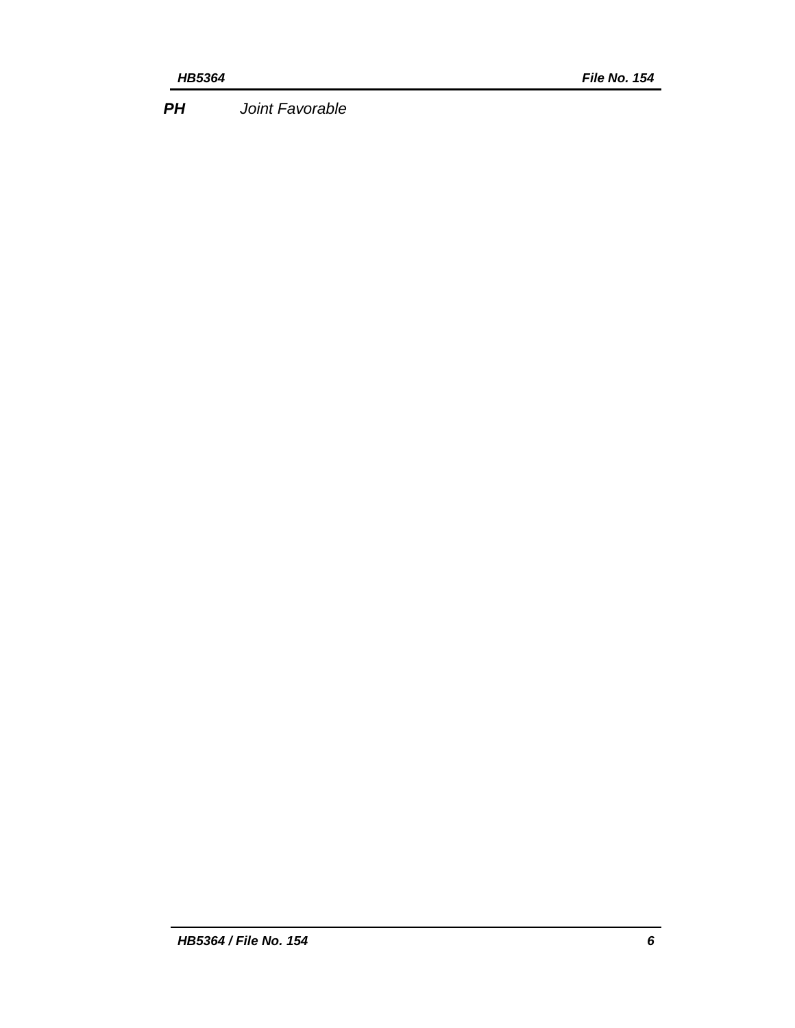***PH*** *Joint Favorable*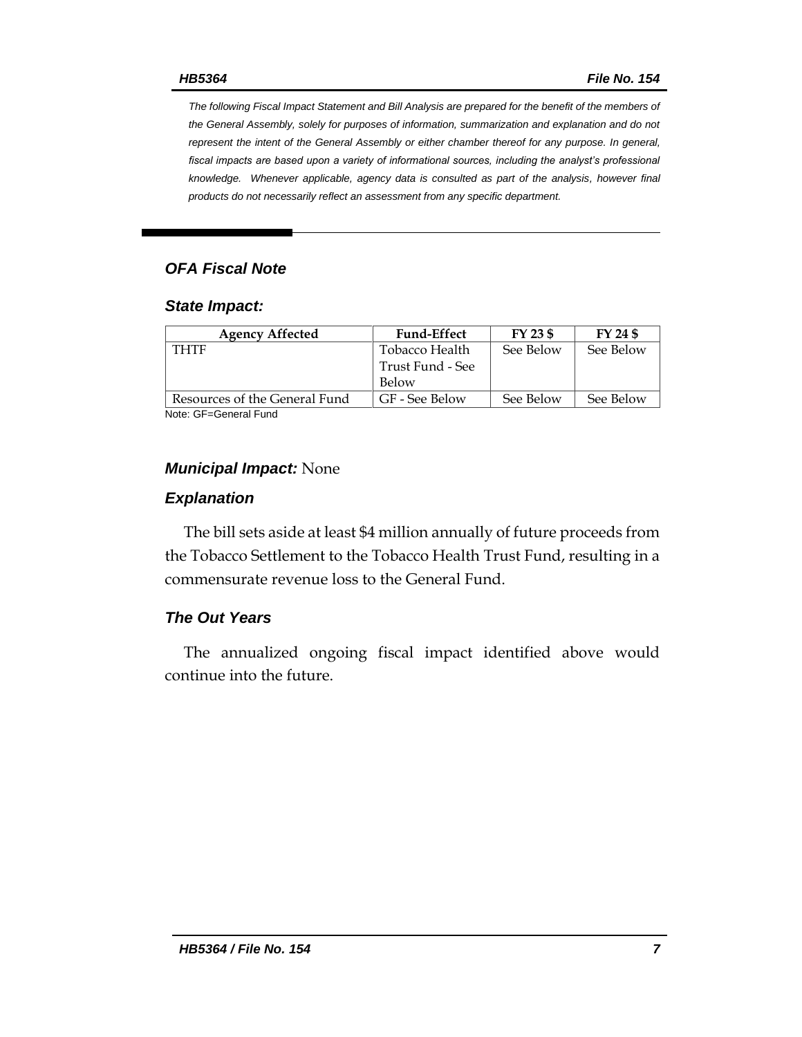*The following Fiscal Impact Statement and Bill Analysis are prepared for the benefit of the members of the General Assembly, solely for purposes of information, summarization and explanation and do not represent the intent of the General Assembly or either chamber thereof for any purpose. In general, fiscal impacts are based upon a variety of informational sources, including the analyst's professional knowledge. Whenever applicable, agency data is consulted as part of the analysis, however final products do not necessarily reflect an assessment from any specific department.*

### *OFA Fiscal Note*

### *State Impact:*

| Agency Affected | Fund-Effect | FY 23 $ | FY 24 $ |
|---|---|---|---|
| THTF | Tobacco Health Trust Fund - See Below | See Below | See Below |
| Resources of the General Fund | GF - See Below | See Below | See Below |

Note: GF=General Fund

### *Municipal Impact:* None

### *Explanation*

The bill sets aside at least $4 million annually of future proceeds from the Tobacco Settlement to the Tobacco Health Trust Fund, resulting in a commensurate revenue loss to the General Fund.

### *The Out Years*

The annualized ongoing fiscal impact identified above would continue into the future.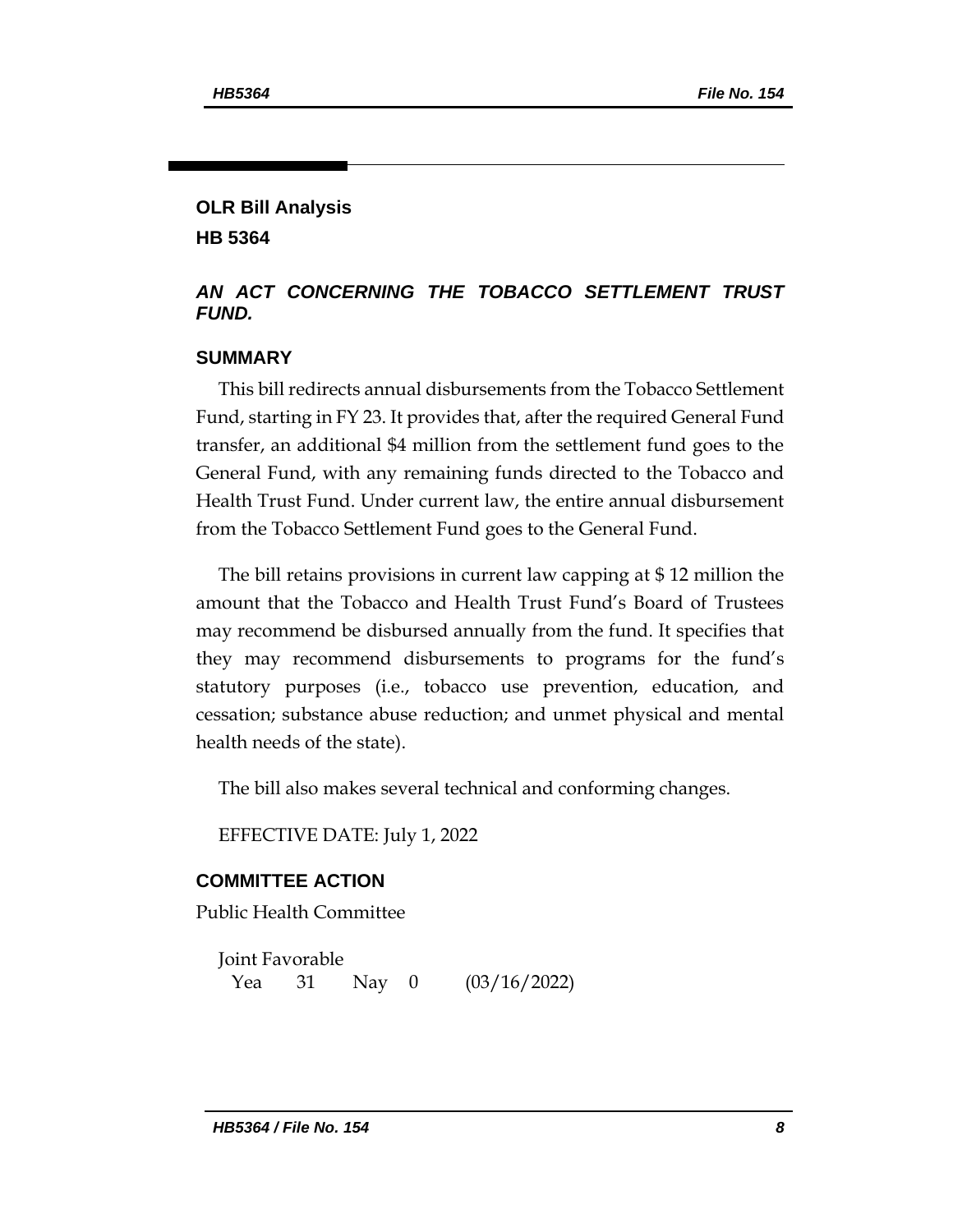# OLR Bill Analysis

## HB 5364

### *AN ACT CONCERNING THE TOBACCO SETTLEMENT TRUST FUND.*

## SUMMARY

This bill redirects annual disbursements from the Tobacco Settlement Fund, starting in FY 23. It provides that, after the required General Fund transfer, an additional $4 million from the settlement fund goes to the General Fund, with any remaining funds directed to the Tobacco and Health Trust Fund. Under current law, the entire annual disbursement from the Tobacco Settlement Fund goes to the General Fund.

The bill retains provisions in current law capping at $ 12 million the amount that the Tobacco and Health Trust Fund's Board of Trustees may recommend be disbursed annually from the fund. It specifies that they may recommend disbursements to programs for the fund's statutory purposes (i.e., tobacco use prevention, education, and cessation; substance abuse reduction; and unmet physical and mental health needs of the state).

The bill also makes several technical and conforming changes.

EFFECTIVE DATE: July 1, 2022

## COMMITTEE ACTION

Public Health Committee

| | | | | |
|---|---|---|---|---|
| Joint Favorable | | | | |
| Yea | 31 | Nay | 0 | (03/16/2022) |